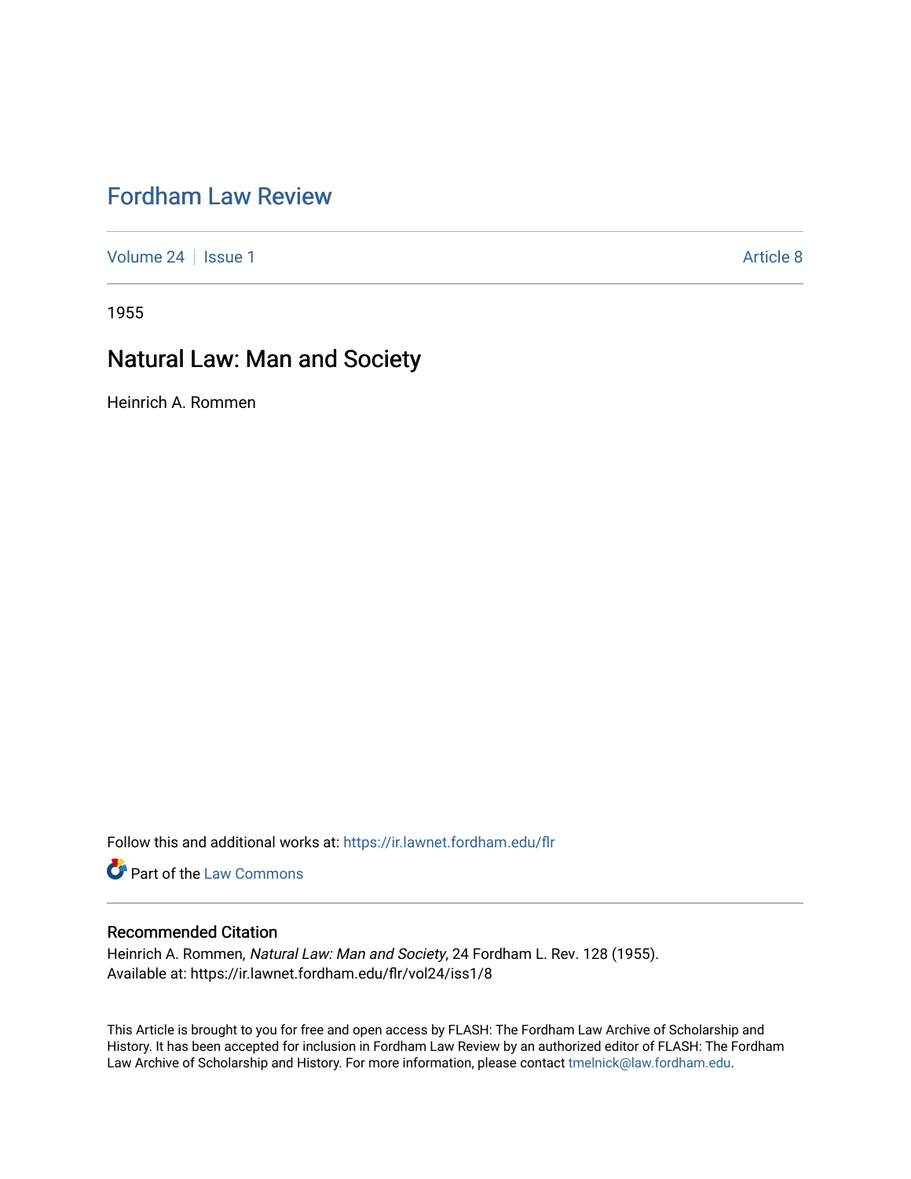# Fordham Law Review

Volume 24 | Issue 1 | Article 8

1955

## Natural Law: Man and Society

Heinrich A. Rommen

Follow this and additional works at: https://ir.lawnet.fordham.edu/flr

Part of the Law Commons

### Recommended Citation

Heinrich A. Rommen, *Natural Law: Man and Society*, 24 Fordham L. Rev. 128 (1955).
Available at: https://ir.lawnet.fordham.edu/flr/vol24/iss1/8

This Article is brought to you for free and open access by FLASH: The Fordham Law Archive of Scholarship and History. It has been accepted for inclusion in Fordham Law Review by an authorized editor of FLASH: The Fordham Law Archive of Scholarship and History. For more information, please contact tmelnick@law.fordham.edu.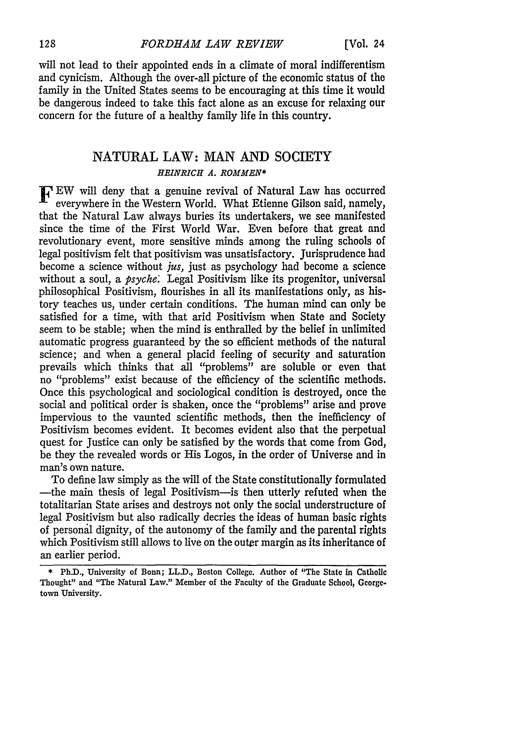will not lead to their appointed ends in a climate of moral indifferentism and cynicism. Although the over-all picture of the economic status of the family in the United States seems to be encouraging at this time it would be dangerous indeed to take this fact alone as an excuse for relaxing our concern for the future of a healthy family life in this country.

## NATURAL LAW: MAN AND SOCIETY

*HEINRICH A. ROMMEN**

FEW will deny that a genuine revival of Natural Law has occurred everywhere in the Western World. What Etienne Gilson said, namely, that the Natural Law always buries its undertakers, we see manifested since the time of the First World War. Even before that great and revolutionary event, more sensitive minds among the ruling schools of legal positivism felt that positivism was unsatisfactory. Jurisprudence had become a science without *jus,* just as psychology had become a science without a soul, a *psyche.* Legal Positivism like its progenitor, universal philosophical Positivism, flourishes in all its manifestations only, as history teaches us, under certain conditions. The human mind can only be satisfied for a time, with that arid Positivism when State and Society seem to be stable; when the mind is enthralled by the belief in unlimited automatic progress guaranteed by the so efficient methods of the natural science; and when a general placid feeling of security and saturation prevails which thinks that all "problems" are soluble or even that no "problems" exist because of the efficiency of the scientific methods. Once this psychological and sociological condition is destroyed, once the social and political order is shaken, once the "problems" arise and prove impervious to the vaunted scientific methods, then the inefficiency of Positivism becomes evident. It becomes evident also that the perpetual quest for Justice can only be satisfied by the words that come from God, be they the revealed words or His Logos, in the order of Universe and in man's own nature.

To define law simply as the will of the State constitutionally formulated —the main thesis of legal Positivism—is then utterly refuted when the totalitarian State arises and destroys not only the social understructure of legal Positivism but also radically decries the ideas of human basic rights of personal dignity, of the autonomy of the family and the parental rights which Positivism still allows to live on the outer margin as its inheritance of an earlier period.

\* Ph.D., University of Bonn; LL.D., Boston College. Author of "The State in Catholic Thought" and "The Natural Law." Member of the Faculty of the Graduate School, Georgetown University.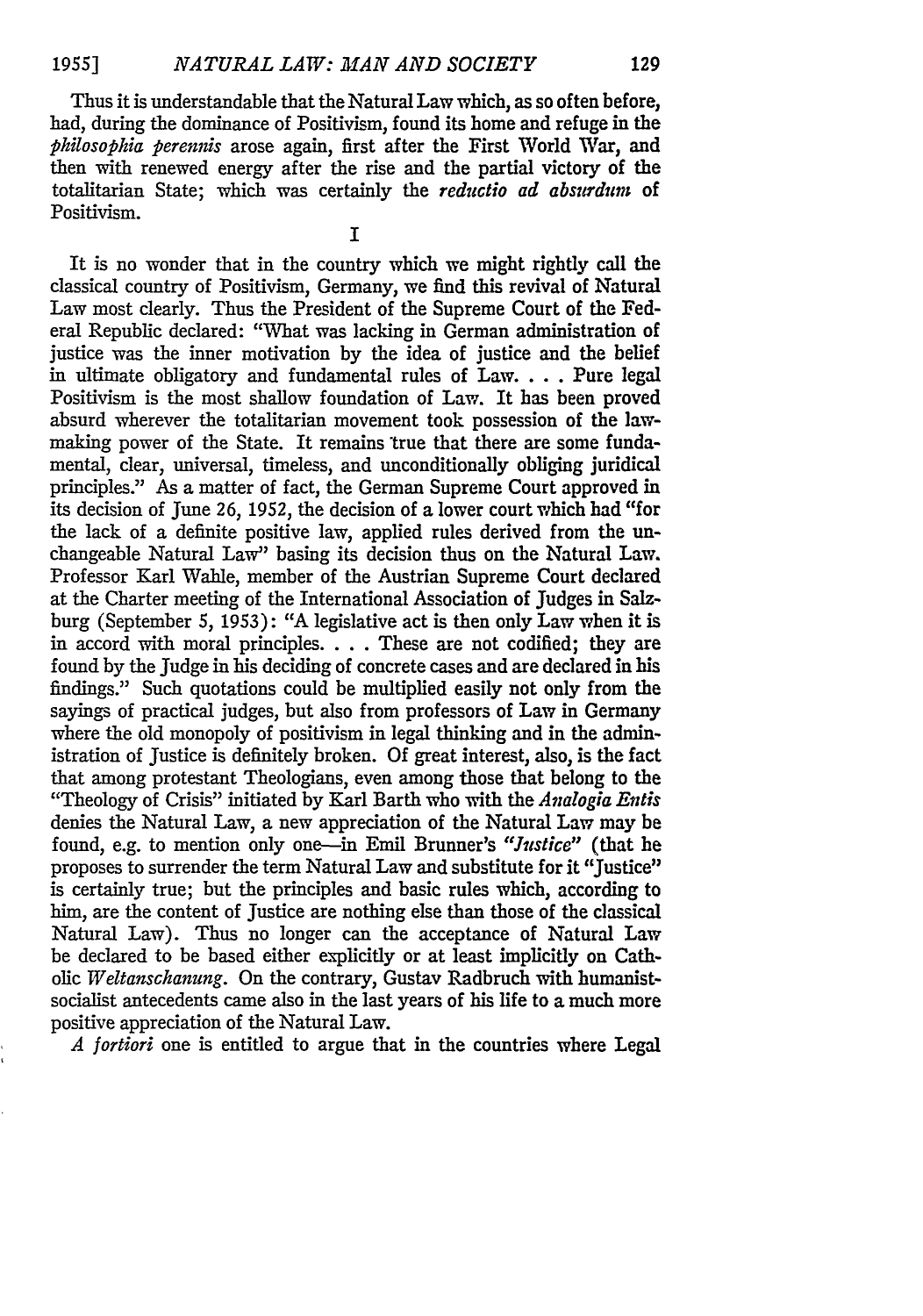Thus it is understandable that the Natural Law which, as so often before, had, during the dominance of Positivism, found its home and refuge in the *philosophia perennis* arose again, first after the First World War, and then with renewed energy after the rise and the partial victory of the totalitarian State; which was certainly the *reductio ad absurdum* of Positivism.

I

It is no wonder that in the country which we might rightly call the classical country of Positivism, Germany, we find this revival of Natural Law most clearly. Thus the President of the Supreme Court of the Federal Republic declared: "What was lacking in German administration of justice was the inner motivation by the idea of justice and the belief in ultimate obligatory and fundamental rules of Law. . . . Pure legal Positivism is the most shallow foundation of Law. It has been proved absurd wherever the totalitarian movement took possession of the law-making power of the State. It remains true that there are some fundamental, clear, universal, timeless, and unconditionally obliging juridical principles." As a matter of fact, the German Supreme Court approved in its decision of June 26, 1952, the decision of a lower court which had "for the lack of a definite positive law, applied rules derived from the unchangeable Natural Law" basing its decision thus on the Natural Law. Professor Karl Wahle, member of the Austrian Supreme Court declared at the Charter meeting of the International Association of Judges in Salzburg (September 5, 1953): "A legislative act is then only Law when it is in accord with moral principles. . . . These are not codified; they are found by the Judge in his deciding of concrete cases and are declared in his findings." Such quotations could be multiplied easily not only from the sayings of practical judges, but also from professors of Law in Germany where the old monopoly of positivism in legal thinking and in the administration of Justice is definitely broken. Of great interest, also, is the fact that among protestant Theologians, even among those that belong to the "Theology of Crisis" initiated by Karl Barth who with the *Analogia Entis* denies the Natural Law, a new appreciation of the Natural Law may be found, e.g. to mention only one—in Emil Brunner's *"Justice"* (that he proposes to surrender the term Natural Law and substitute for it "Justice" is certainly true; but the principles and basic rules which, according to him, are the content of Justice are nothing else than those of the classical Natural Law). Thus no longer can the acceptance of Natural Law be declared to be based either explicitly or at least implicitly on Catholic *Weltanschanung*. On the contrary, Gustav Radbruch with humanist-socialist antecedents came also in the last years of his life to a much more positive appreciation of the Natural Law.

*A fortiori* one is entitled to argue that in the countries where Legal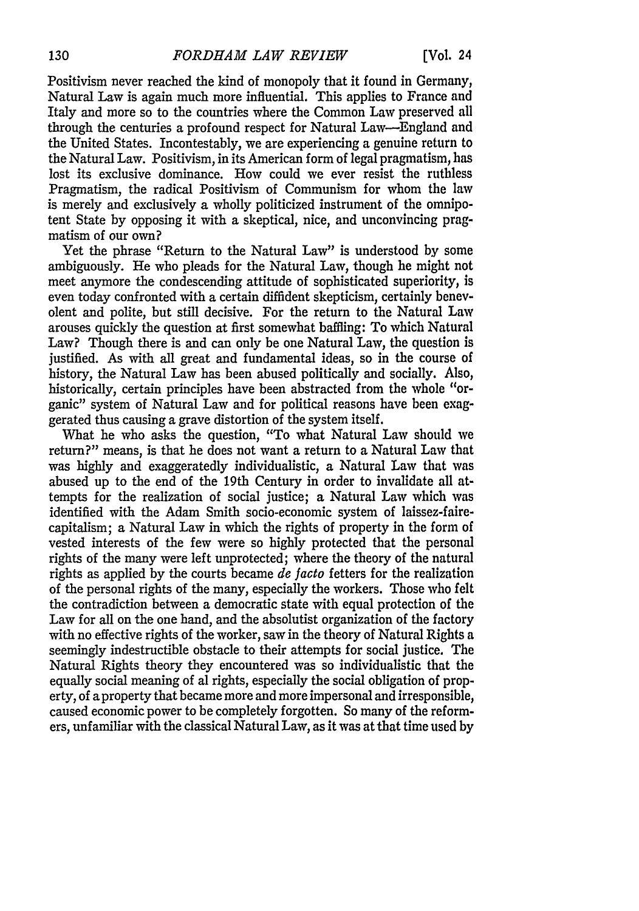Positivism never reached the kind of monopoly that it found in Germany, Natural Law is again much more influential. This applies to France and Italy and more so to the countries where the Common Law preserved all through the centuries a profound respect for Natural Law—England and the United States. Incontestably, we are experiencing a genuine return to the Natural Law. Positivism, in its American form of legal pragmatism, has lost its exclusive dominance. How could we ever resist the ruthless Pragmatism, the radical Positivism of Communism for whom the law is merely and exclusively a wholly politicized instrument of the omnipotent State by opposing it with a skeptical, nice, and unconvincing pragmatism of our own?

Yet the phrase "Return to the Natural Law" is understood by some ambiguously. He who pleads for the Natural Law, though he might not meet anymore the condescending attitude of sophisticated superiority, is even today confronted with a certain diffident skepticism, certainly benevolent and polite, but still decisive. For the return to the Natural Law arouses quickly the question at first somewhat baffling: To which Natural Law? Though there is and can only be one Natural Law, the question is justified. As with all great and fundamental ideas, so in the course of history, the Natural Law has been abused politically and socially. Also, historically, certain principles have been abstracted from the whole "organic" system of Natural Law and for political reasons have been exaggerated thus causing a grave distortion of the system itself.

What he who asks the question, "To what Natural Law should we return?" means, is that he does not want a return to a Natural Law that was highly and exaggeratedly individualistic, a Natural Law that was abused up to the end of the 19th Century in order to invalidate all attempts for the realization of social justice; a Natural Law which was identified with the Adam Smith socio-economic system of laissez-faire-capitalism; a Natural Law in which the rights of property in the form of vested interests of the few were so highly protected that the personal rights of the many were left unprotected; where the theory of the natural rights as applied by the courts became *de facto* fetters for the realization of the personal rights of the many, especially the workers. Those who felt the contradiction between a democratic state with equal protection of the Law for all on the one hand, and the absolutist organization of the factory with no effective rights of the worker, saw in the theory of Natural Rights a seemingly indestructible obstacle to their attempts for social justice. The Natural Rights theory they encountered was so individualistic that the equally social meaning of al rights, especially the social obligation of property, of a property that became more and more impersonal and irresponsible, caused economic power to be completely forgotten. So many of the reformers, unfamiliar with the classical Natural Law, as it was at that time used by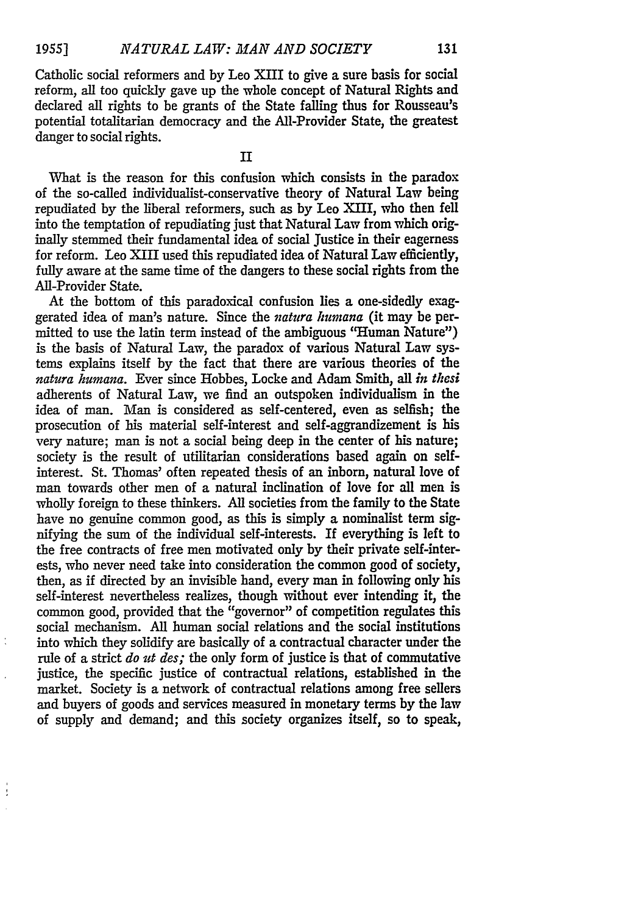Catholic social reformers and by Leo XIII to give a sure basis for social reform, all too quickly gave up the whole concept of Natural Rights and declared all rights to be grants of the State falling thus for Rousseau's potential totalitarian democracy and the All-Provider State, the greatest danger to social rights.

## II

What is the reason for this confusion which consists in the paradox of the so-called individualist-conservative theory of Natural Law being repudiated by the liberal reformers, such as by Leo XIII, who then fell into the temptation of repudiating just that Natural Law from which originally stemmed their fundamental idea of social Justice in their eagerness for reform. Leo XIII used this repudiated idea of Natural Law efficiently, fully aware at the same time of the dangers to these social rights from the All-Provider State.

At the bottom of this paradoxical confusion lies a one-sidedly exaggerated idea of man's nature. Since the *natura humana* (it may be permitted to use the latin term instead of the ambiguous "Human Nature") is the basis of Natural Law, the paradox of various Natural Law systems explains itself by the fact that there are various theories of the *natura humana*. Ever since Hobbes, Locke and Adam Smith, all *in thesi* adherents of Natural Law, we find an outspoken individualism in the idea of man. Man is considered as self-centered, even as selfish; the prosecution of his material self-interest and self-aggrandizement is his very nature; man is not a social being deep in the center of his nature; society is the result of utilitarian considerations based again on self-interest. St. Thomas' often repeated thesis of an inborn, natural love of man towards other men of a natural inclination of love for all men is wholly foreign to these thinkers. All societies from the family to the State have no genuine common good, as this is simply a nominalist term signifying the sum of the individual self-interests. If everything is left to the free contracts of free men motivated only by their private self-interests, who never need take into consideration the common good of society, then, as if directed by an invisible hand, every man in following only his self-interest nevertheless realizes, though without ever intending it, the common good, provided that the "governor" of competition regulates this social mechanism. All human social relations and the social institutions into which they solidify are basically of a contractual character under the rule of a strict *do ut des;* the only form of justice is that of commutative justice, the specific justice of contractual relations, established in the market. Society is a network of contractual relations among free sellers and buyers of goods and services measured in monetary terms by the law of supply and demand; and this society organizes itself, so to speak,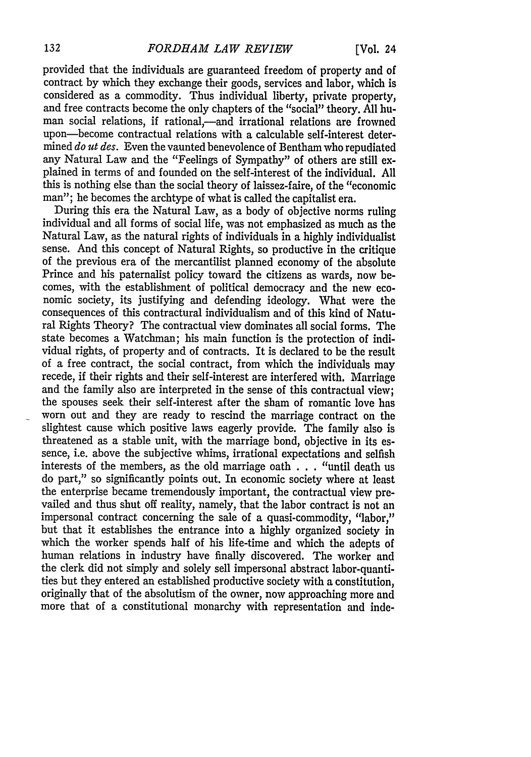provided that the individuals are guaranteed freedom of property and of contract by which they exchange their goods, services and labor, which is considered as a commodity. Thus individual liberty, private property, and free contracts become the only chapters of the "social" theory. All human social relations, if rational,—and irrational relations are frowned upon—become contractual relations with a calculable self-interest determined *do ut des*. Even the vaunted benevolence of Bentham who repudiated any Natural Law and the "Feelings of Sympathy" of others are still explained in terms of and founded on the self-interest of the individual. All this is nothing else than the social theory of laissez-faire, of the "economic man"; he becomes the archtype of what is called the capitalist era.

During this era the Natural Law, as a body of objective norms ruling individual and all forms of social life, was not emphasized as much as the Natural Law, as the natural rights of individuals in a highly individualist sense. And this concept of Natural Rights, so productive in the critique of the previous era of the mercantilist planned economy of the absolute Prince and his paternalist policy toward the citizens as wards, now becomes, with the establishment of political democracy and the new economic society, its justifying and defending ideology. What were the consequences of this contractural individualism and of this kind of Natural Rights Theory? The contractual view dominates all social forms. The state becomes a Watchman; his main function is the protection of individual rights, of property and of contracts. It is declared to be the result of a free contract, the social contract, from which the individuals may recede, if their rights and their self-interest are interfered with. Marriage and the family also are interpreted in the sense of this contractual view; the spouses seek their self-interest after the sham of romantic love has worn out and they are ready to rescind the marriage contract on the slightest cause which positive laws eagerly provide. The family also is threatened as a stable unit, with the marriage bond, objective in its essence, i.e. above the subjective whims, irrational expectations and selfish interests of the members, as the old marriage oath . . . "until death us do part," so significantly points out. In economic society where at least the enterprise became tremendously important, the contractual view prevailed and thus shut off reality, namely, that the labor contract is not an impersonal contract concerning the sale of a quasi-commodity, "labor," but that it establishes the entrance into a highly organized society in which the worker spends half of his life-time and which the adepts of human relations in industry have finally discovered. The worker and the clerk did not simply and solely sell impersonal abstract labor-quantities but they entered an established productive society with a constitution, originally that of the absolutism of the owner, now approaching more and more that of a constitutional monarchy with representation and inde-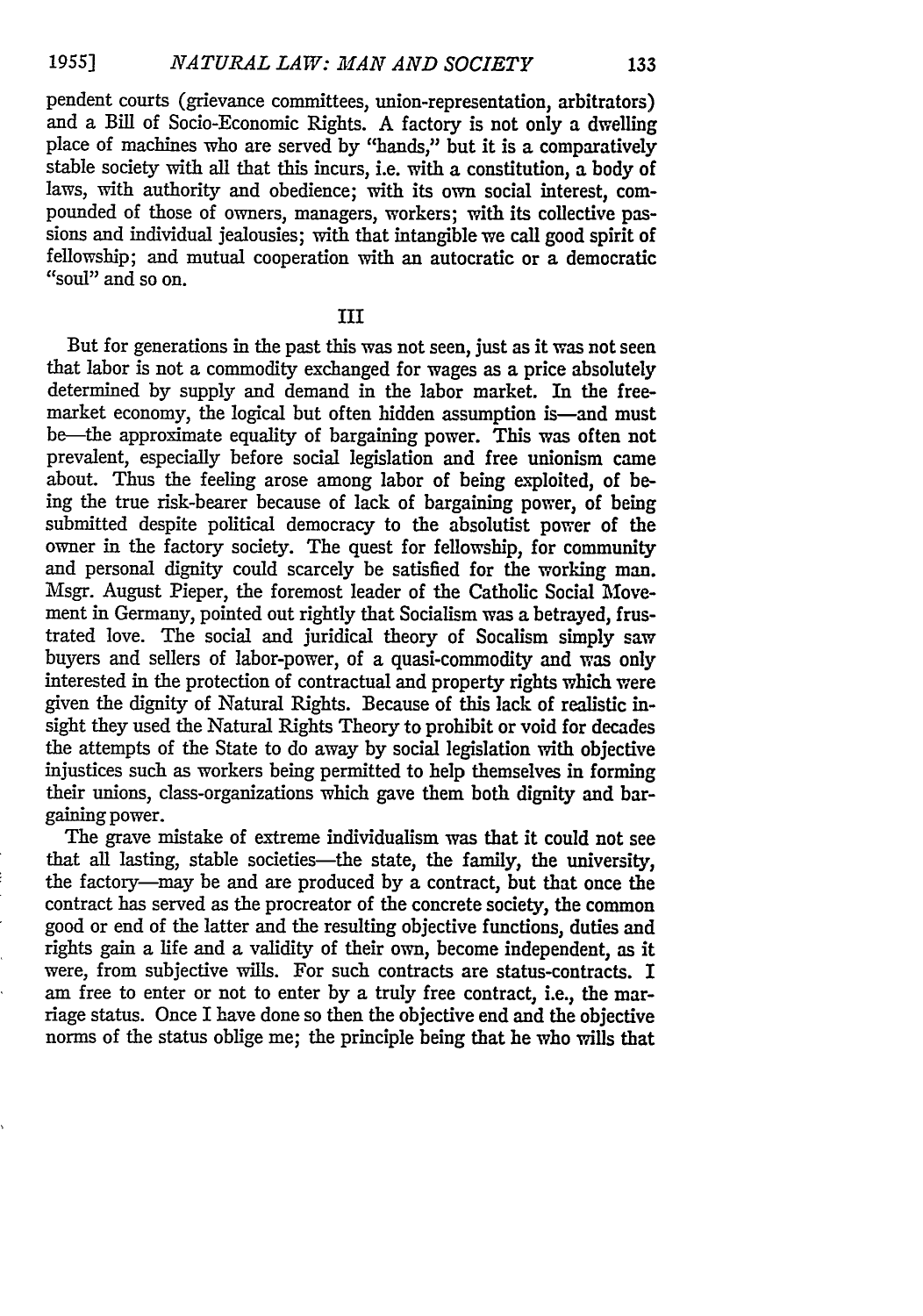pendent courts (grievance committees, union-representation, arbitrators) and a Bill of Socio-Economic Rights. A factory is not only a dwelling place of machines who are served by "hands," but it is a comparatively stable society with all that this incurs, i.e. with a constitution, a body of laws, with authority and obedience; with its own social interest, compounded of those of owners, managers, workers; with its collective passions and individual jealousies; with that intangible we call good spirit of fellowship; and mutual cooperation with an autocratic or a democratic "soul" and so on.

## III

But for generations in the past this was not seen, just as it was not seen that labor is not a commodity exchanged for wages as a price absolutely determined by supply and demand in the labor market. In the free-market economy, the logical but often hidden assumption is—and must be—the approximate equality of bargaining power. This was often not prevalent, especially before social legislation and free unionism came about. Thus the feeling arose among labor of being exploited, of being the true risk-bearer because of lack of bargaining power, of being submitted despite political democracy to the absolutist power of the owner in the factory society. The quest for fellowship, for community and personal dignity could scarcely be satisfied for the working man. Msgr. August Pieper, the foremost leader of the Catholic Social Movement in Germany, pointed out rightly that Socialism was a betrayed, frustrated love. The social and juridical theory of Socalism simply saw buyers and sellers of labor-power, of a quasi-commodity and was only interested in the protection of contractual and property rights which were given the dignity of Natural Rights. Because of this lack of realistic insight they used the Natural Rights Theory to prohibit or void for decades the attempts of the State to do away by social legislation with objective injustices such as workers being permitted to help themselves in forming their unions, class-organizations which gave them both dignity and bargaining power.

The grave mistake of extreme individualism was that it could not see that all lasting, stable societies—the state, the family, the university, the factory—may be and are produced by a contract, but that once the contract has served as the procreator of the concrete society, the common good or end of the latter and the resulting objective functions, duties and rights gain a life and a validity of their own, become independent, as it were, from subjective wills. For such contracts are status-contracts. I am free to enter or not to enter by a truly free contract, i.e., the marriage status. Once I have done so then the objective end and the objective norms of the status oblige me; the principle being that he who wills that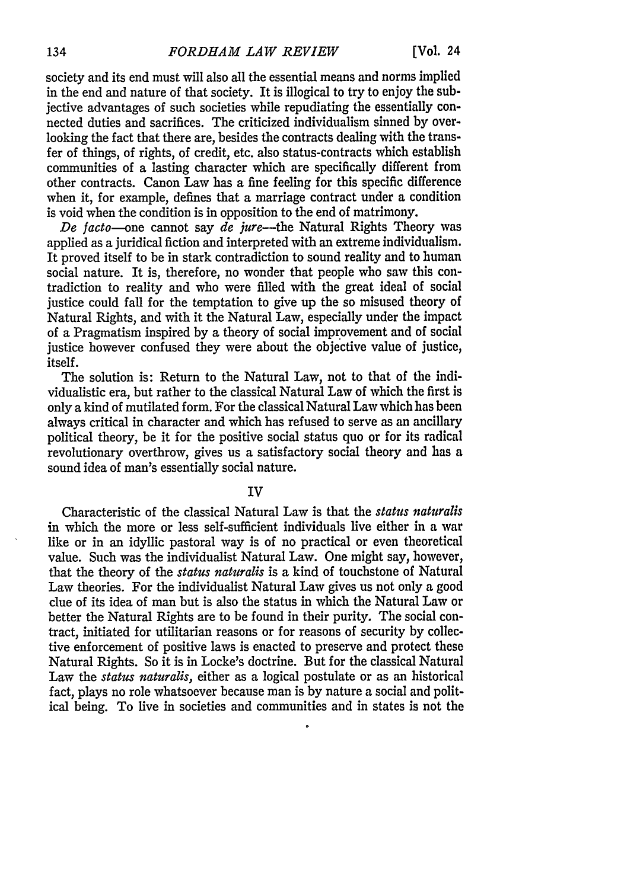society and its end must will also all the essential means and norms implied in the end and nature of that society. It is illogical to try to enjoy the subjective advantages of such societies while repudiating the essentially connected duties and sacrifices. The criticized individualism sinned by overlooking the fact that there are, besides the contracts dealing with the transfer of things, of rights, of credit, etc. also status-contracts which establish communities of a lasting character which are specifically different from other contracts. Canon Law has a fine feeling for this specific difference when it, for example, defines that a marriage contract under a condition is void when the condition is in opposition to the end of matrimony.

*De facto*—one cannot say *de jure*—the Natural Rights Theory was applied as a juridical fiction and interpreted with an extreme individualism. It proved itself to be in stark contradiction to sound reality and to human social nature. It is, therefore, no wonder that people who saw this contradiction to reality and who were filled with the great ideal of social justice could fall for the temptation to give up the so misused theory of Natural Rights, and with it the Natural Law, especially under the impact of a Pragmatism inspired by a theory of social improvement and of social justice however confused they were about the objective value of justice, itself.

The solution is: Return to the Natural Law, not to that of the individualistic era, but rather to the classical Natural Law of which the first is only a kind of mutilated form. For the classical Natural Law which has been always critical in character and which has refused to serve as an ancillary political theory, be it for the positive social status quo or for its radical revolutionary overthrow, gives us a satisfactory social theory and has a sound idea of man's essentially social nature.

## IV

Characteristic of the classical Natural Law is that the *status naturalis* in which the more or less self-sufficient individuals live either in a war like or in an idyllic pastoral way is of no practical or even theoretical value. Such was the individualist Natural Law. One might say, however, that the theory of the *status naturalis* is a kind of touchstone of Natural Law theories. For the individualist Natural Law gives us not only a good clue of its idea of man but is also the status in which the Natural Law or better the Natural Rights are to be found in their purity. The social contract, initiated for utilitarian reasons or for reasons of security by collective enforcement of positive laws is enacted to preserve and protect these Natural Rights. So it is in Locke's doctrine. But for the classical Natural Law the *status naturalis,* either as a logical postulate or as an historical fact, plays no role whatsoever because man is by nature a social and political being. To live in societies and communities and in states is not the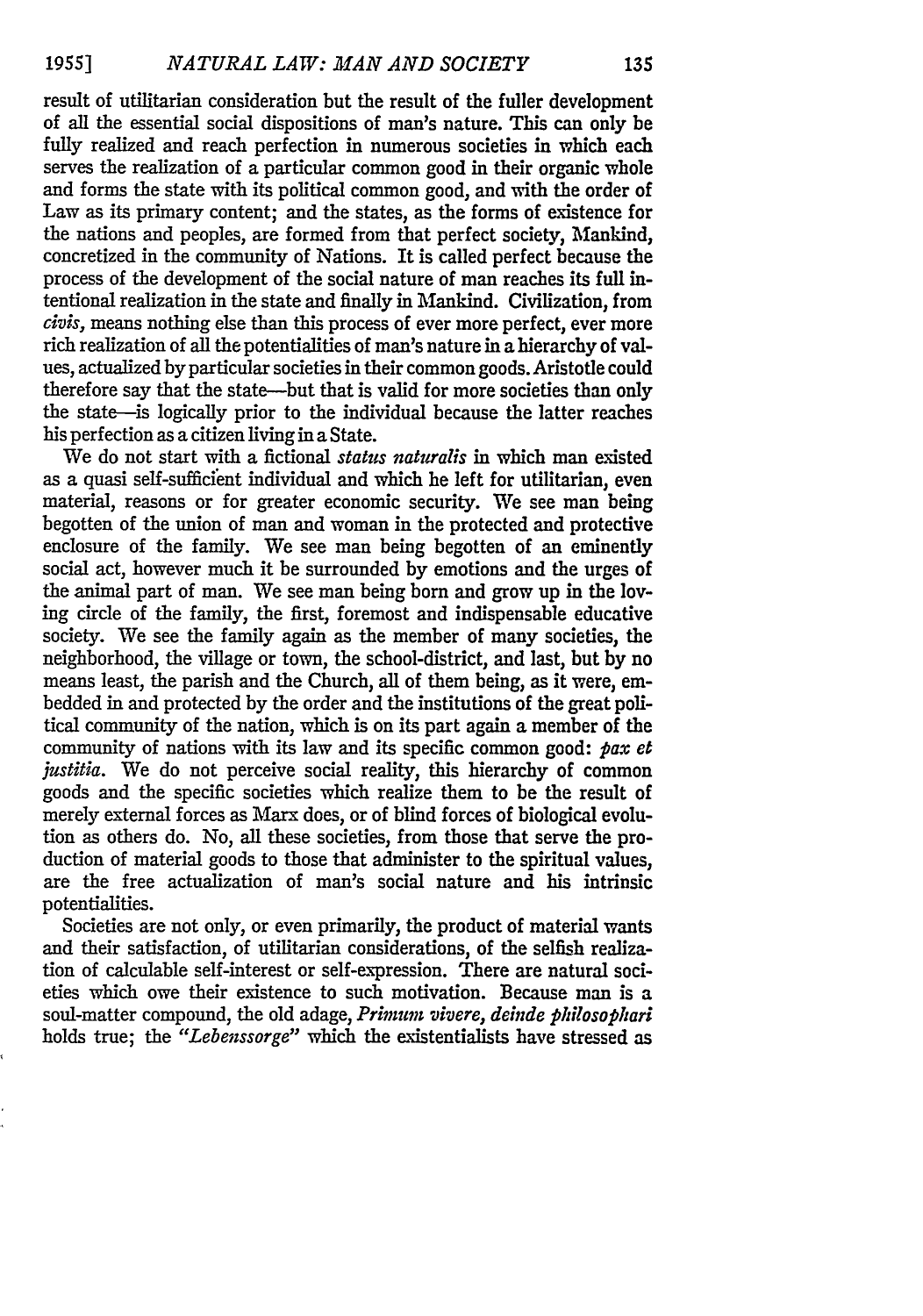result of utilitarian consideration but the result of the fuller development of all the essential social dispositions of man's nature. This can only be fully realized and reach perfection in numerous societies in which each serves the realization of a particular common good in their organic whole and forms the state with its political common good, and with the order of Law as its primary content; and the states, as the forms of existence for the nations and peoples, are formed from that perfect society, Mankind, concretized in the community of Nations. It is called perfect because the process of the development of the social nature of man reaches its full intentional realization in the state and finally in Mankind. Civilization, from *civis*, means nothing else than this process of ever more perfect, ever more rich realization of all the potentialities of man's nature in a hierarchy of values, actualized by particular societies in their common goods. Aristotle could therefore say that the state—but that is valid for more societies than only the state—is logically prior to the individual because the latter reaches his perfection as a citizen living in a State.

We do not start with a fictional *status naturalis* in which man existed as a quasi self-sufficient individual and which he left for utilitarian, even material, reasons or for greater economic security. We see man being begotten of the union of man and woman in the protected and protective enclosure of the family. We see man being begotten of an eminently social act, however much it be surrounded by emotions and the urges of the animal part of man. We see man being born and grow up in the loving circle of the family, the first, foremost and indispensable educative society. We see the family again as the member of many societies, the neighborhood, the village or town, the school-district, and last, but by no means least, the parish and the Church, all of them being, as it were, embedded in and protected by the order and the institutions of the great political community of the nation, which is on its part again a member of the community of nations with its law and its specific common good: *pax et justitia*. We do not perceive social reality, this hierarchy of common goods and the specific societies which realize them to be the result of merely external forces as Marx does, or of blind forces of biological evolution as others do. No, all these societies, from those that serve the production of material goods to those that administer to the spiritual values, are the free actualization of man's social nature and his intrinsic potentialities.

Societies are not only, or even primarily, the product of material wants and their satisfaction, of utilitarian considerations, of the selfish realization of calculable self-interest or self-expression. There are natural societies which owe their existence to such motivation. Because man is a soul-matter compound, the old adage, *Primum vivere, deinde philosophari* holds true; the *"Lebenssorge"* which the existentialists have stressed as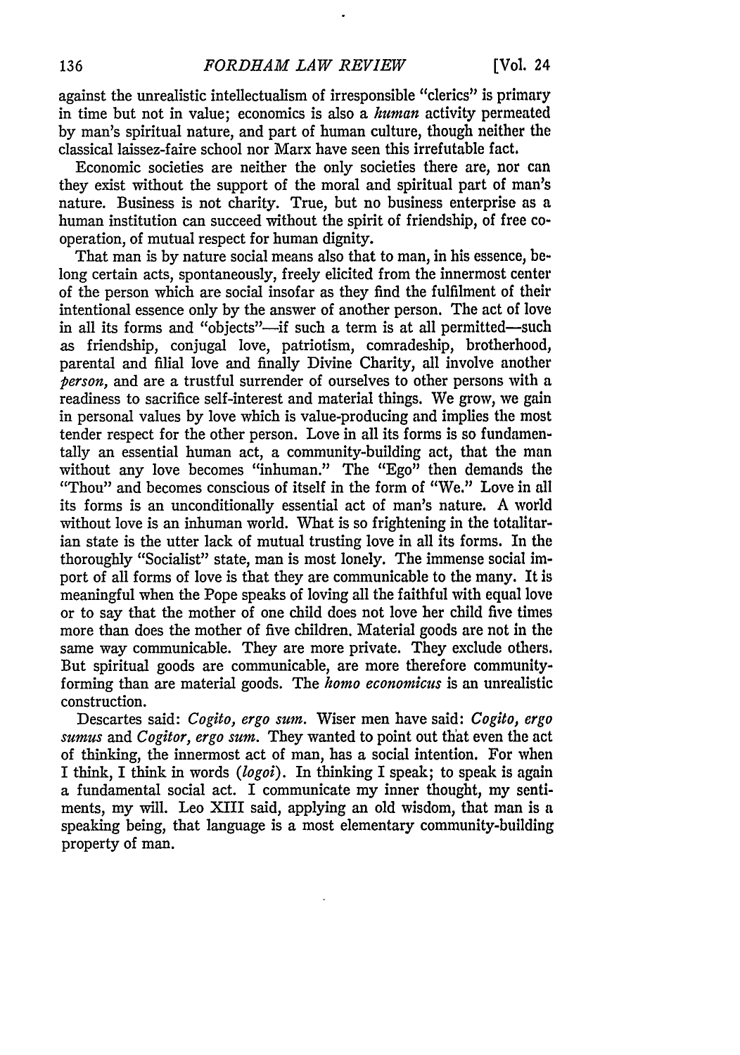against the unrealistic intellectualism of irresponsible "clerics" is primary in time but not in value; economics is also a *human* activity permeated by man's spiritual nature, and part of human culture, though neither the classical laissez-faire school nor Marx have seen this irrefutable fact.

Economic societies are neither the only societies there are, nor can they exist without the support of the moral and spiritual part of man's nature. Business is not charity. True, but no business enterprise as a human institution can succeed without the spirit of friendship, of free cooperation, of mutual respect for human dignity.

That man is by nature social means also that to man, in his essence, belong certain acts, spontaneously, freely elicited from the innermost center of the person which are social insofar as they find the fulfilment of their intentional essence only by the answer of another person. The act of love in all its forms and "objects"—if such a term is at all permitted—such as friendship, conjugal love, patriotism, comradeship, brotherhood, parental and filial love and finally Divine Charity, all involve another *person*, and are a trustful surrender of ourselves to other persons with a readiness to sacrifice self-interest and material things. We grow, we gain in personal values by love which is value-producing and implies the most tender respect for the other person. Love in all its forms is so fundamentally an essential human act, a community-building act, that the man without any love becomes "inhuman." The "Ego" then demands the "Thou" and becomes conscious of itself in the form of "We." Love in all its forms is an unconditionally essential act of man's nature. A world without love is an inhuman world. What is so frightening in the totalitarian state is the utter lack of mutual trusting love in all its forms. In the thoroughly "Socialist" state, man is most lonely. The immense social import of all forms of love is that they are communicable to the many. It is meaningful when the Pope speaks of loving all the faithful with equal love or to say that the mother of one child does not love her child five times more than does the mother of five children. Material goods are not in the same way communicable. They are more private. They exclude others. But spiritual goods are communicable, are more therefore community-forming than are material goods. The *homo economicus* is an unrealistic construction.

Descartes said: *Cogito, ergo sum.* Wiser men have said: *Cogito, ergo sumus* and *Cogitor, ergo sum.* They wanted to point out that even the act of thinking, the innermost act of man, has a social intention. For when I think, I think in words (*logoi*). In thinking I speak; to speak is again a fundamental social act. I communicate my inner thought, my sentiments, my will. Leo XIII said, applying an old wisdom, that man is a speaking being, that language is a most elementary community-building property of man.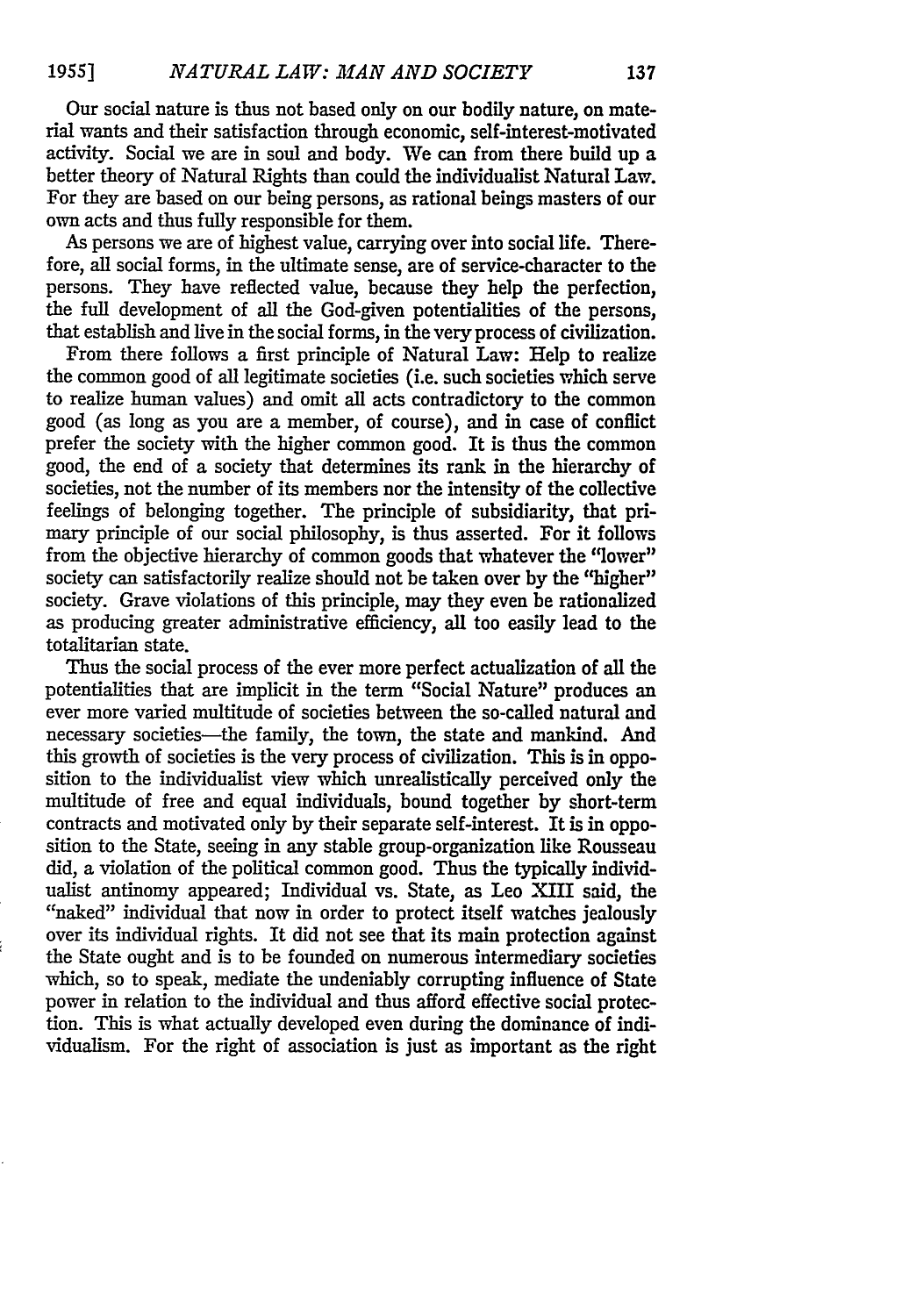Our social nature is thus not based only on our bodily nature, on material wants and their satisfaction through economic, self-interest-motivated activity. Social we are in soul and body. We can from there build up a better theory of Natural Rights than could the individualist Natural Law. For they are based on our being persons, as rational beings masters of our own acts and thus fully responsible for them.

As persons we are of highest value, carrying over into social life. Therefore, all social forms, in the ultimate sense, are of service-character to the persons. They have reflected value, because they help the perfection, the full development of all the God-given potentialities of the persons, that establish and live in the social forms, in the very process of civilization.

From there follows a first principle of Natural Law: Help to realize the common good of all legitimate societies (i.e. such societies which serve to realize human values) and omit all acts contradictory to the common good (as long as you are a member, of course), and in case of conflict prefer the society with the higher common good. It is thus the common good, the end of a society that determines its rank in the hierarchy of societies, not the number of its members nor the intensity of the collective feelings of belonging together. The principle of subsidiarity, that primary principle of our social philosophy, is thus asserted. For it follows from the objective hierarchy of common goods that whatever the "lower" society can satisfactorily realize should not be taken over by the "higher" society. Grave violations of this principle, may they even be rationalized as producing greater administrative efficiency, all too easily lead to the totalitarian state.

Thus the social process of the ever more perfect actualization of all the potentialities that are implicit in the term "Social Nature" produces an ever more varied multitude of societies between the so-called natural and necessary societies—the family, the town, the state and mankind. And this growth of societies is the very process of civilization. This is in opposition to the individualist view which unrealistically perceived only the multitude of free and equal individuals, bound together by short-term contracts and motivated only by their separate self-interest. It is in opposition to the State, seeing in any stable group-organization like Rousseau did, a violation of the political common good. Thus the typically individualist antinomy appeared; Individual vs. State, as Leo XIII said, the "naked" individual that now in order to protect itself watches jealously over its individual rights. It did not see that its main protection against the State ought and is to be founded on numerous intermediary societies which, so to speak, mediate the undeniably corrupting influence of State power in relation to the individual and thus afford effective social protection. This is what actually developed even during the dominance of individualism. For the right of association is just as important as the right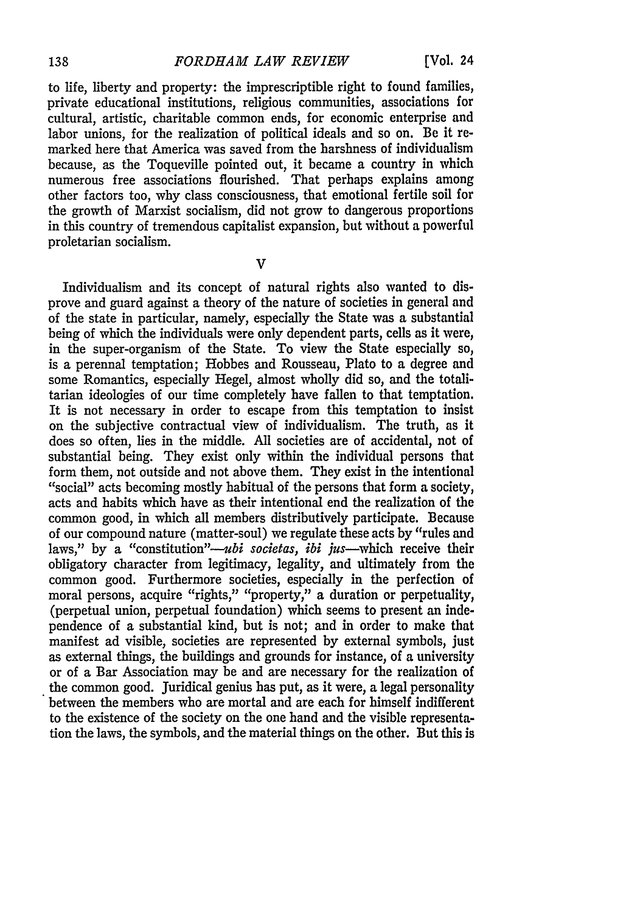to life, liberty and property: the imprescriptible right to found families, private educational institutions, religious communities, associations for cultural, artistic, charitable common ends, for economic enterprise and labor unions, for the realization of political ideals and so on. Be it remarked here that America was saved from the harshness of individualism because, as the Toqueville pointed out, it became a country in which numerous free associations flourished. That perhaps explains among other factors too, why class consciousness, that emotional fertile soil for the growth of Marxist socialism, did not grow to dangerous proportions in this country of tremendous capitalist expansion, but without a powerful proletarian socialism.

## V

Individualism and its concept of natural rights also wanted to disprove and guard against a theory of the nature of societies in general and of the state in particular, namely, especially the State was a substantial being of which the individuals were only dependent parts, cells as it were, in the super-organism of the State. To view the State especially so, is a perennal temptation; Hobbes and Rousseau, Plato to a degree and some Romantics, especially Hegel, almost wholly did so, and the totalitarian ideologies of our time completely have fallen to that temptation. It is not necessary in order to escape from this temptation to insist on the subjective contractual view of individualism. The truth, as it does so often, lies in the middle. All societies are of accidental, not of substantial being. They exist only within the individual persons that form them, not outside and not above them. They exist in the intentional "social" acts becoming mostly habitual of the persons that form a society, acts and habits which have as their intentional end the realization of the common good, in which all members distributively participate. Because of our compound nature (matter-soul) we regulate these acts by "rules and laws," by a "constitution"—*ubi societas, ibi jus*—which receive their obligatory character from legitimacy, legality, and ultimately from the common good. Furthermore societies, especially in the perfection of moral persons, acquire "rights," "property," a duration or perpetuality, (perpetual union, perpetual foundation) which seems to present an independence of a substantial kind, but is not; and in order to make that manifest ad visible, societies are represented by external symbols, just as external things, the buildings and grounds for instance, of a university or of a Bar Association may be and are necessary for the realization of the common good. Juridical genius has put, as it were, a legal personality between the members who are mortal and are each for himself indifferent to the existence of the society on the one hand and the visible representation the laws, the symbols, and the material things on the other. But this is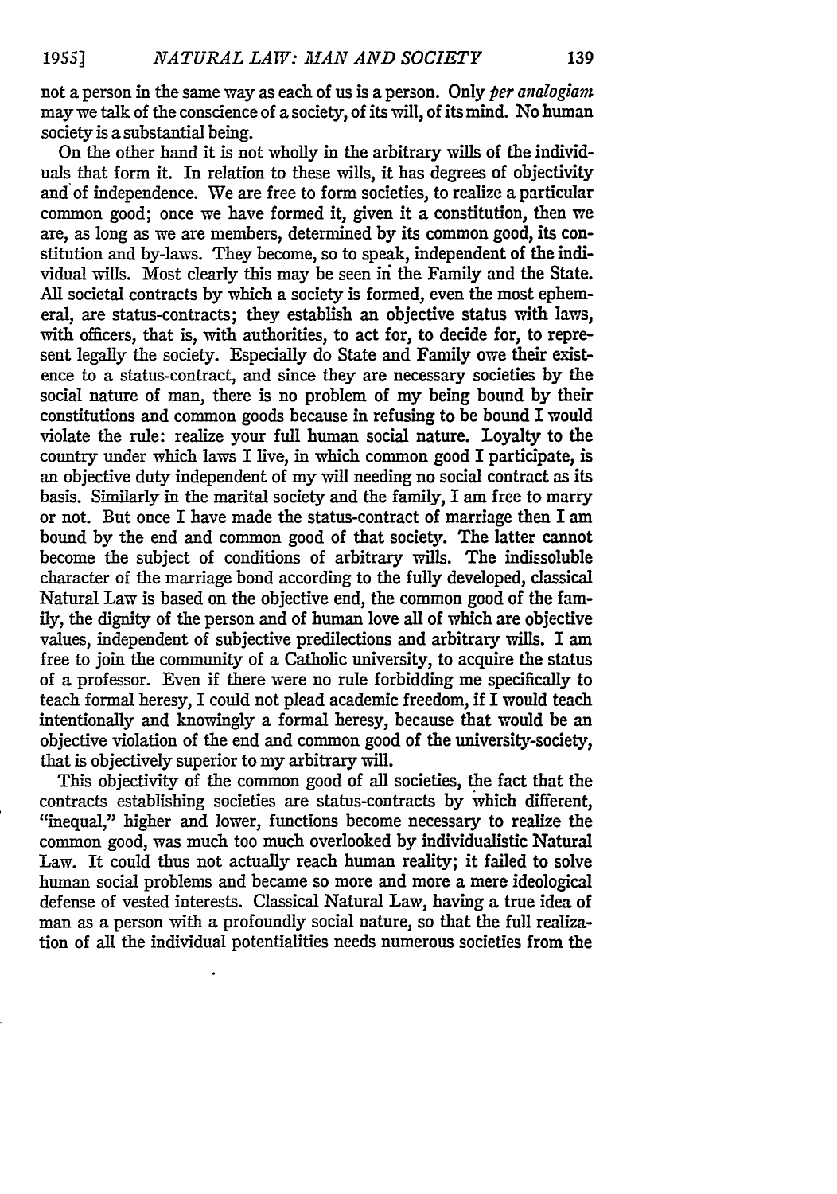not a person in the same way as each of us is a person. Only *per analogiam* may we talk of the conscience of a society, of its will, of its mind. No human society is a substantial being.

On the other hand it is not wholly in the arbitrary wills of the individuals that form it. In relation to these wills, it has degrees of objectivity and of independence. We are free to form societies, to realize a particular common good; once we have formed it, given it a constitution, then we are, as long as we are members, determined by its common good, its constitution and by-laws. They become, so to speak, independent of the individual wills. Most clearly this may be seen in the Family and the State. All societal contracts by which a society is formed, even the most ephemeral, are status-contracts; they establish an objective status with laws, with officers, that is, with authorities, to act for, to decide for, to represent legally the society. Especially do State and Family owe their existence to a status-contract, and since they are necessary societies by the social nature of man, there is no problem of my being bound by their constitutions and common goods because in refusing to be bound I would violate the rule: realize your full human social nature. Loyalty to the country under which laws I live, in which common good I participate, is an objective duty independent of my will needing no social contract as its basis. Similarly in the marital society and the family, I am free to marry or not. But once I have made the status-contract of marriage then I am bound by the end and common good of that society. The latter cannot become the subject of conditions of arbitrary wills. The indissoluble character of the marriage bond according to the fully developed, classical Natural Law is based on the objective end, the common good of the family, the dignity of the person and of human love all of which are objective values, independent of subjective predilections and arbitrary wills. I am free to join the community of a Catholic university, to acquire the status of a professor. Even if there were no rule forbidding me specifically to teach formal heresy, I could not plead academic freedom, if I would teach intentionally and knowingly a formal heresy, because that would be an objective violation of the end and common good of the university-society, that is objectively superior to my arbitrary will.

This objectivity of the common good of all societies, the fact that the contracts establishing societies are status-contracts by which different, "inequal," higher and lower, functions become necessary to realize the common good, was much too much overlooked by individualistic Natural Law. It could thus not actually reach human reality; it failed to solve human social problems and became so more and more a mere ideological defense of vested interests. Classical Natural Law, having a true idea of man as a person with a profoundly social nature, so that the full realization of all the individual potentialities needs numerous societies from the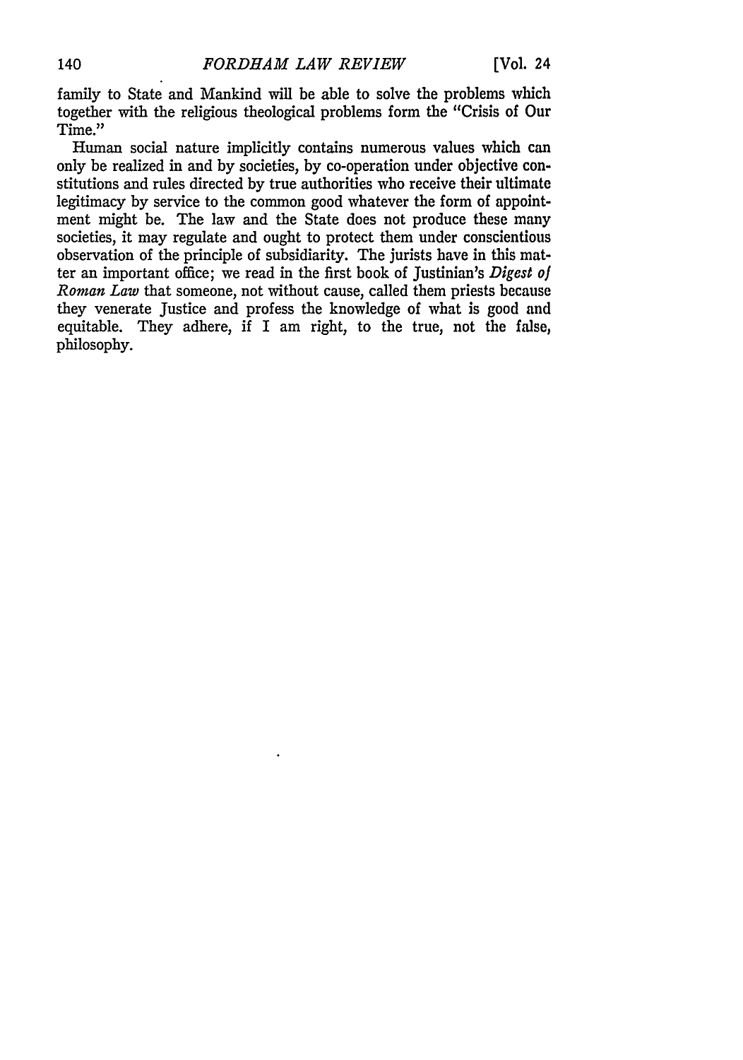family to State and Mankind will be able to solve the problems which together with the religious theological problems form the "Crisis of Our Time."

Human social nature implicitly contains numerous values which can only be realized in and by societies, by co-operation under objective constitutions and rules directed by true authorities who receive their ultimate legitimacy by service to the common good whatever the form of appointment might be. The law and the State does not produce these many societies, it may regulate and ought to protect them under conscientious observation of the principle of subsidiarity. The jurists have in this matter an important office; we read in the first book of Justinian's *Digest of Roman Law* that someone, not without cause, called them priests because they venerate Justice and profess the knowledge of what is good and equitable. They adhere, if I am right, to the true, not the false, philosophy.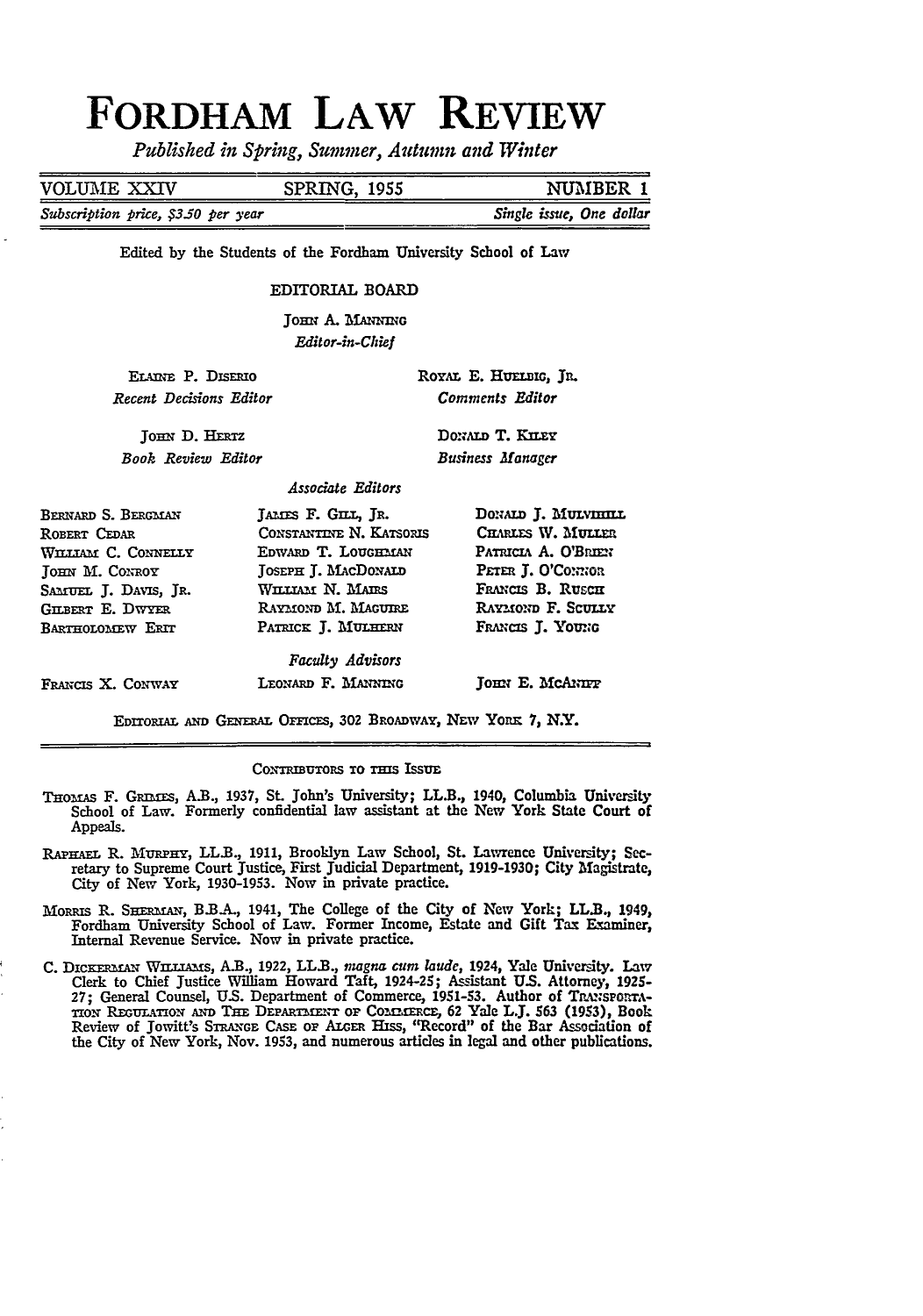# FORDHAM LAW REVIEW

*Published in Spring, Summer, Autumn and Winter*

| VOLUME XXIV | SPRING, 1955 | NUMBER 1 |
|---|---|---|
| *Subscription price, $3.50 per year* | | *Single issue, One dollar* |

Edited by the Students of the Fordham University School of Law

EDITORIAL BOARD

JOHN A. MANNING
*Editor-in-Chief*

ELAINE P. DISERIO
*Recent Decisions Editor*

ROYAL E. HUELBIG, JR.
*Comments Editor*

JOHN D. HERTZ
*Book Review Editor*

DONALD T. KILEY
*Business Manager*

*Associate Editors*

| | | |
|---|---|---|
| BERNARD S. BERGMAN | JAMES F. GILL, JR. | DONALD J. MULVIHILL |
| ROBERT CEDAR | CONSTANTINE N. KATSORIS | CHARLES W. MULLER |
| WILLIAM C. CONNELLY | EDWARD T. LOUGHMAN | PATRICIA A. O'BRIEN |
| JOHN M. CONROY | JOSEPH J. MACDONALD | PETER J. O'CONNOR |
| SAMUEL J. DAVIS, JR. | WILLIAM N. MAIRS | FRANCIS B. RUSCH |
| GILBERT E. DWYER | RAYMOND M. MAGUIRE | RAYMOND F. SCULLY |
| BARTHOLOMEW ERIT | PATRICK J. MULHERN | FRANCIS J. YOUNG |

*Faculty Advisors*

| | | |
|---|---|---|
| FRANCIS X. CONWAY | LEONARD F. MANNING | JOHN E. MCANIFF |

EDITORIAL AND GENERAL OFFICES, 302 BROADWAY, NEW YORK 7, N.Y.

CONTRIBUTORS TO THIS ISSUE

THOMAS F. GRIMES, A.B., 1937, St. John's University; LL.B., 1940, Columbia University School of Law. Formerly confidential law assistant at the New York State Court of Appeals.

RAPHAEL R. MURPHY, LL.B., 1911, Brooklyn Law School, St. Lawrence University; Secretary to Supreme Court Justice, First Judicial Department, 1919-1930; City Magistrate, City of New York, 1930-1953. Now in private practice.

MORRIS R. SHERMAN, B.B.A., 1941, The College of the City of New York; LL.B., 1949, Fordham University School of Law. Former Income, Estate and Gift Tax Examiner, Internal Revenue Service. Now in private practice.

C. DICKERMAN WILLIAMS, A.B., 1922, LL.B., *magna cum laude*, 1924, Yale University. Law Clerk to Chief Justice William Howard Taft, 1924-25; Assistant U.S. Attorney, 1925-27; General Counsel, U.S. Department of Commerce, 1951-53. Author of TRANSPORTATION REGULATION AND THE DEPARTMENT OF COMMERCE, 62 Yale L.J. 563 (1953), Book Review of Jowitt's STRANGE CASE OF ALGER HISS, "Record" of the Bar Association of the City of New York, Nov. 1953, and numerous articles in legal and other publications.